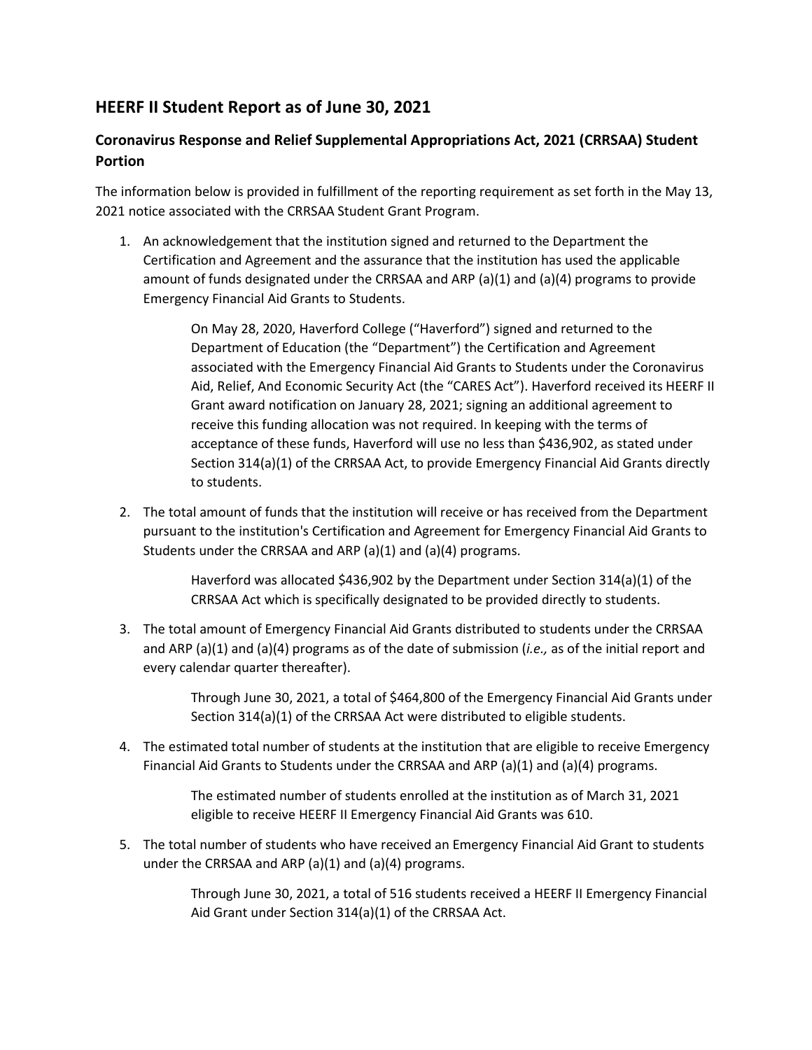## HEERF II Student Report as of June 30, 2021

### Coronavirus Response and Relief Supplemental Appropriations Act, 2021 (CRRSAA) Student Portion

The information below is provided in fulfillment of the reporting requirement as set forth in the May 13, 2021 notice associated with the CRRSAA Student Grant Program.

1. An acknowledgement that the institution signed and returned to the Department the Certification and Agreement and the assurance that the institution has used the applicable amount of funds designated under the CRRSAA and ARP (a)(1) and (a)(4) programs to provide Emergency Financial Aid Grants to Students.

   On May 28, 2020, Haverford College ("Haverford") signed and returned to the Department of Education (the "Department") the Certification and Agreement associated with the Emergency Financial Aid Grants to Students under the Coronavirus Aid, Relief, And Economic Security Act (the "CARES Act"). Haverford received its HEERF II Grant award notification on January 28, 2021; signing an additional agreement to receive this funding allocation was not required. In keeping with the terms of acceptance of these funds, Haverford will use no less than $436,902, as stated under Section 314(a)(1) of the CRRSAA Act, to provide Emergency Financial Aid Grants directly to students.

2. The total amount of funds that the institution will receive or has received from the Department pursuant to the institution's Certification and Agreement for Emergency Financial Aid Grants to Students under the CRRSAA and ARP (a)(1) and (a)(4) programs.

   Haverford was allocated $436,902 by the Department under Section 314(a)(1) of the CRRSAA Act which is specifically designated to be provided directly to students.

3. The total amount of Emergency Financial Aid Grants distributed to students under the CRRSAA and ARP (a)(1) and (a)(4) programs as of the date of submission (*i.e.,* as of the initial report and every calendar quarter thereafter).

   Through June 30, 2021, a total of $464,800 of the Emergency Financial Aid Grants under Section 314(a)(1) of the CRRSAA Act were distributed to eligible students.

4. The estimated total number of students at the institution that are eligible to receive Emergency Financial Aid Grants to Students under the CRRSAA and ARP (a)(1) and (a)(4) programs.

   The estimated number of students enrolled at the institution as of March 31, 2021 eligible to receive HEERF II Emergency Financial Aid Grants was 610.

5. The total number of students who have received an Emergency Financial Aid Grant to students under the CRRSAA and ARP (a)(1) and (a)(4) programs.

   Through June 30, 2021, a total of 516 students received a HEERF II Emergency Financial Aid Grant under Section 314(a)(1) of the CRRSAA Act.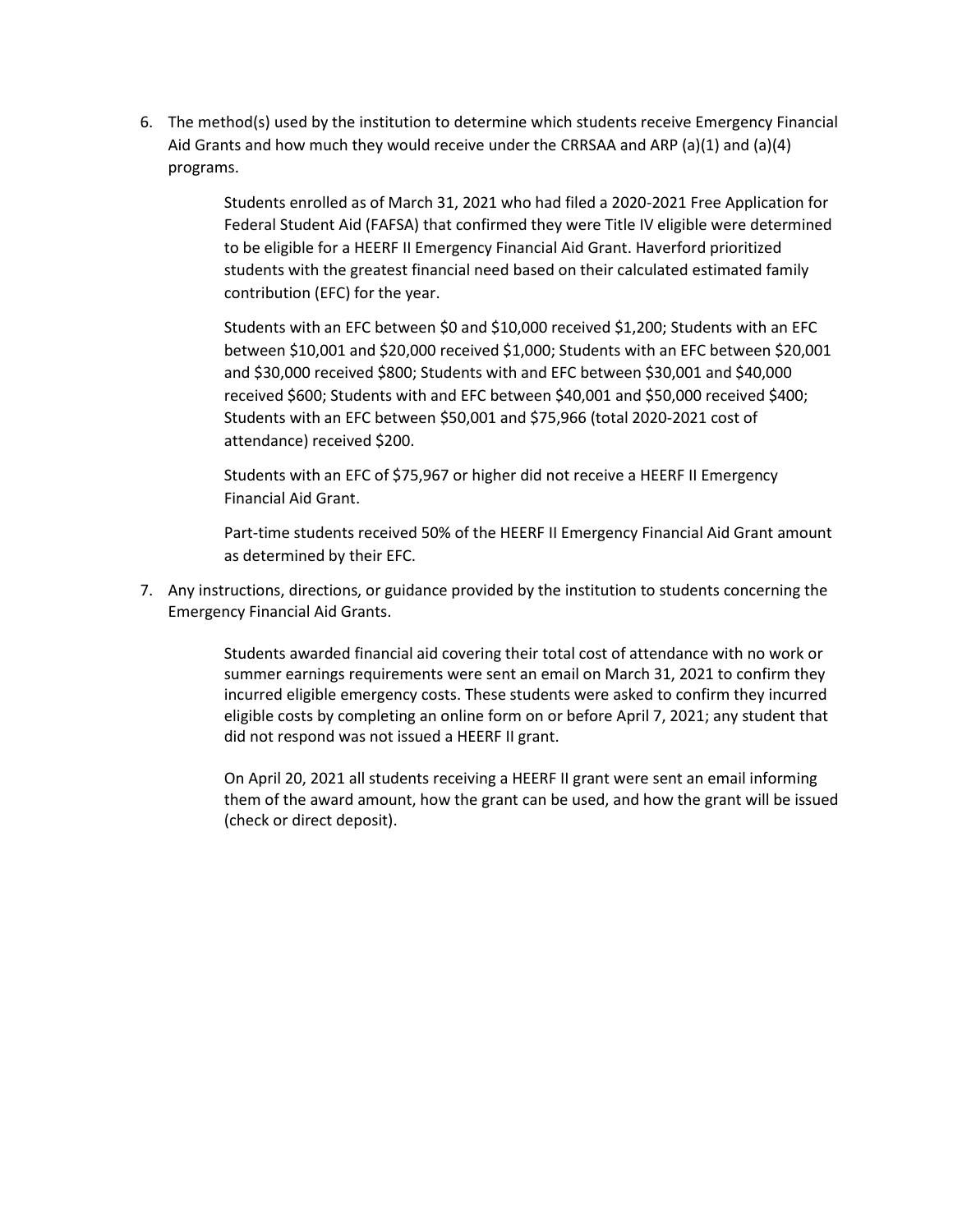6. The method(s) used by the institution to determine which students receive Emergency Financial Aid Grants and how much they would receive under the CRRSAA and ARP (a)(1) and (a)(4) programs.

   Students enrolled as of March 31, 2021 who had filed a 2020-2021 Free Application for Federal Student Aid (FAFSA) that confirmed they were Title IV eligible were determined to be eligible for a HEERF II Emergency Financial Aid Grant. Haverford prioritized students with the greatest financial need based on their calculated estimated family contribution (EFC) for the year.

   Students with an EFC between $0 and $10,000 received $1,200; Students with an EFC between $10,001 and $20,000 received $1,000; Students with an EFC between $20,001 and $30,000 received $800; Students with and EFC between $30,001 and $40,000 received $600; Students with and EFC between $40,001 and $50,000 received $400; Students with an EFC between $50,001 and $75,966 (total 2020-2021 cost of attendance) received $200.

   Students with an EFC of $75,967 or higher did not receive a HEERF II Emergency Financial Aid Grant.

   Part-time students received 50% of the HEERF II Emergency Financial Aid Grant amount as determined by their EFC.

7. Any instructions, directions, or guidance provided by the institution to students concerning the Emergency Financial Aid Grants.

   Students awarded financial aid covering their total cost of attendance with no work or summer earnings requirements were sent an email on March 31, 2021 to confirm they incurred eligible emergency costs. These students were asked to confirm they incurred eligible costs by completing an online form on or before April 7, 2021; any student that did not respond was not issued a HEERF II grant.

   On April 20, 2021 all students receiving a HEERF II grant were sent an email informing them of the award amount, how the grant can be used, and how the grant will be issued (check or direct deposit).